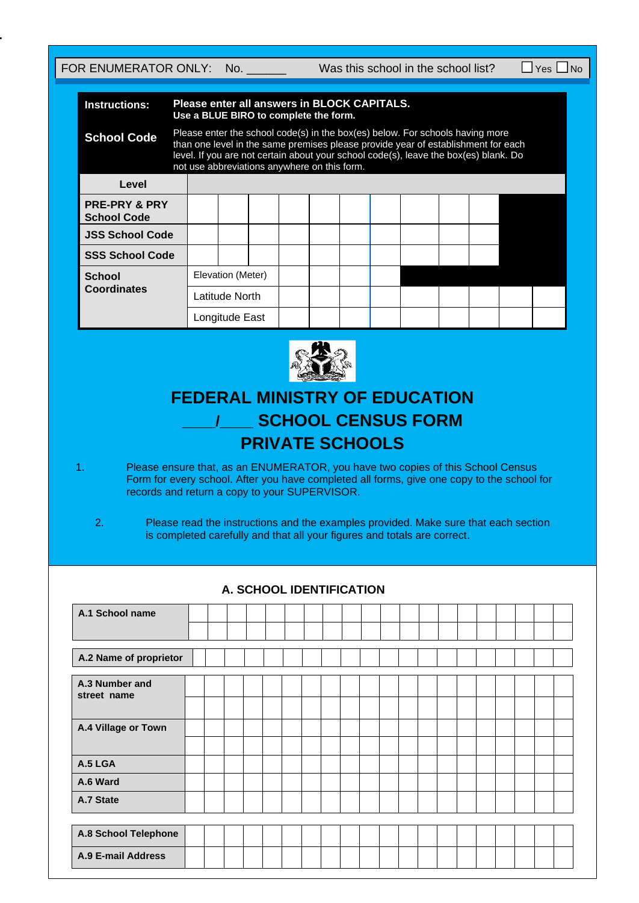FOR ENUMERATOR ONLY: No. ______ Was this school in the school list? ☐ Yes ☐ No

| **Instructions:** | **Please enter all answers in BLOCK CAPITALS. Use a BLUE BIRO to complete the form.** |
|---|---|
| **School Code** | Please enter the school code(s) in the box(es) below. For schools having more than one level in the same premises please provide year of establishment for each level. If you are not certain about your school code(s), leave the box(es) blank. Do not use abbreviations anywhere on this form. |

| **Level** | | | | | | | | | | | | |
|---|---|---|---|---|---|---|---|---|---|---|---|---|
| **PRE-PRY & PRY School Code** | | | | | | | | | | | | |
| **JSS School Code** | | | | | | | | | | | | |
| **SSS School Code** | | | | | | | | | | | | |
| **School Coordinates** | Elevation (Meter) | | | | | | | | | | | |
| | Latitude North | | | | | | | | | | | |
| | Longitude East | | | | | | | | | | | |

# FEDERAL MINISTRY OF EDUCATION

# ____/____ SCHOOL CENSUS FORM

# PRIVATE SCHOOLS

1. Please ensure that, as an ENUMERATOR, you have two copies of this School Census Form for every school. After you have completed all forms, give one copy to the school for records and return a copy to your SUPERVISOR.

2. Please read the instructions and the examples provided. Make sure that each section is completed carefully and that all your figures and totals are correct.

## A. SCHOOL IDENTIFICATION

| Field | |
|---|---|
| **A.1 School name** | |
| **A.2 Name of proprietor** | |
| **A.3 Number and street name** | |
| **A.4 Village or Town** | |
| **A.5 LGA** | |
| **A.6 Ward** | |
| **A.7 State** | |
| **A.8 School Telephone** | |
| **A.9 E-mail Address** | |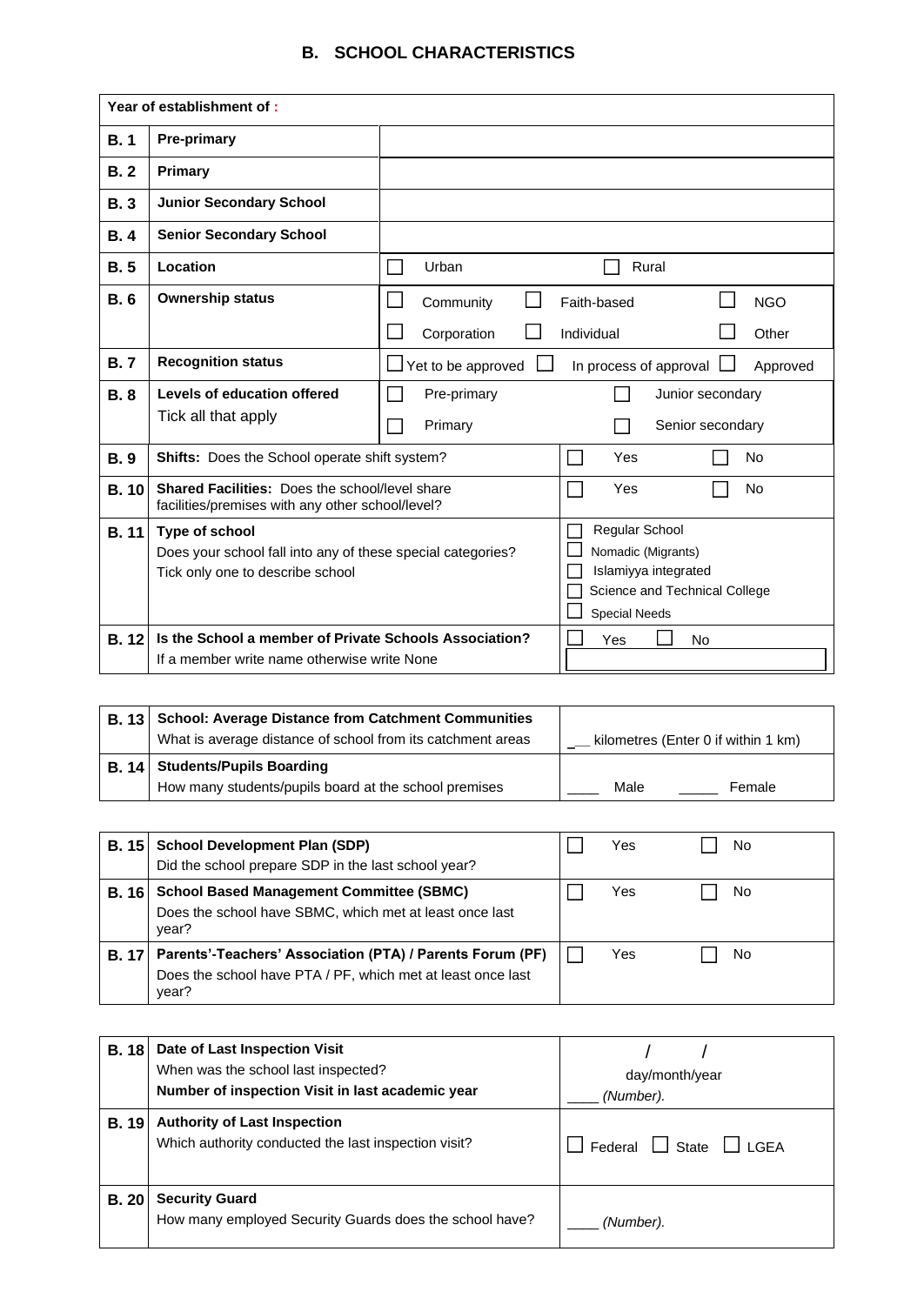## B. SCHOOL CHARACTERISTICS

| Year of establishment of : | | |
|---|---|---|
| **B. 1** | **Pre-primary** | |
| **B. 2** | **Primary** | |
| **B. 3** | **Junior Secondary School** | |
| **B. 4** | **Senior Secondary School** | |
| **B. 5** | **Location** | ☐ Urban ☐ Rural |
| **B. 6** | **Ownership status** | ☐ Community ☐ Faith-based ☐ NGO<br>☐ Corporation ☐ Individual ☐ Other |
| **B. 7** | **Recognition status** | ☐ Yet to be approved ☐ In process of approval ☐ Approved |
| **B. 8** | **Levels of education offered**<br>Tick all that apply | ☐ Pre-primary ☐ Junior secondary<br>☐ Primary ☐ Senior secondary |
| **B. 9** | **Shifts:** Does the School operate shift system? | ☐ Yes ☐ No |
| **B. 10** | **Shared Facilities:** Does the school/level share facilities/premises with any other school/level? | ☐ Yes ☐ No |
| **B. 11** | **Type of school**<br>Does your school fall into any of these special categories?<br>Tick only one to describe school | ☐ Regular School<br>☐ Nomadic (Migrants)<br>☐ Islamiyya integrated<br>☐ Science and Technical College<br>☐ Special Needs |
| **B. 12** | **Is the School a member of Private Schools Association?**<br>If a member write name otherwise write None | ☐ Yes ☐ No |

| | | |
|---|---|---|
| **B. 13** | **School: Average Distance from Catchment Communities**<br>What is average distance of school from its catchment areas | ___ kilometres (Enter 0 if within 1 km) |
| **B. 14** | **Students/Pupils Boarding**<br>How many students/pupils board at the school premises | ____ Male _____ Female |

| | | |
|---|---|---|
| **B. 15** | **School Development Plan (SDP)**<br>Did the school prepare SDP in the last school year? | ☐ Yes ☐ No |
| **B. 16** | **School Based Management Committee (SBMC)**<br>Does the school have SBMC, which met at least once last year? | ☐ Yes ☐ No |
| **B. 17** | **Parents'-Teachers' Association (PTA) / Parents Forum (PF)**<br>Does the school have PTA / PF, which met at least once last year? | ☐ Yes ☐ No |

| | | |
|---|---|---|
| **B. 18** | **Date of Last Inspection Visit**<br>When was the school last inspected?<br>**Number of inspection Visit in last academic year** | / /<br>day/month/year<br>____ *(Number).* |
| **B. 19** | **Authority of Last Inspection**<br>Which authority conducted the last inspection visit? | ☐ Federal ☐ State ☐ LGEA |
| **B. 20** | **Security Guard**<br>How many employed Security Guards does the school have? | ____ *(Number).* |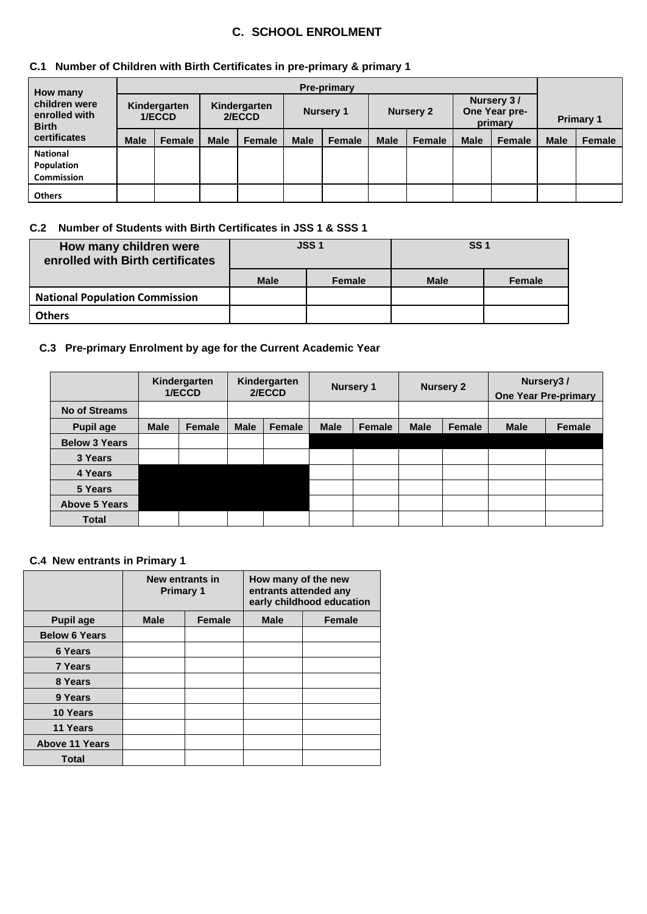## C. SCHOOL ENROLMENT

### C.1 Number of Children with Birth Certificates in pre-primary & primary 1

| How many children were enrolled with Birth certificates | Pre-primary | | | | | | | | | | Primary 1 | |
|---|---|---|---|---|---|---|---|---|---|---|---|---|
| | Kindergarten 1/ECCD | | Kindergarten 2/ECCD | | Nursery 1 | | Nursery 2 | | Nursery 3 / One Year pre-primary | | | |
| | Male | Female | Male | Female | Male | Female | Male | Female | Male | Female | Male | Female |
| National Population Commission | | | | | | | | | | | | |
| Others | | | | | | | | | | | | |

### C.2 Number of Students with Birth Certificates in JSS 1 & SSS 1

| How many children were enrolled with Birth certificates | JSS 1 | | SS 1 | |
|---|---|---|---|---|
| | Male | Female | Male | Female |
| National Population Commission | | | | |
| Others | | | | |

### C.3 Pre-primary Enrolment by age for the Current Academic Year

| | Kindergarten 1/ECCD | | Kindergarten 2/ECCD | | Nursery 1 | | Nursery 2 | | Nursery3 / One Year Pre-primary | |
|---|---|---|---|---|---|---|---|---|---|---|
| No of Streams | | | | | | | | | | |
| Pupil age | Male | Female | Male | Female | Male | Female | Male | Female | Male | Female |
| Below 3 Years | | | | | | | | | | |
| 3 Years | | | | | | | | | | |
| 4 Years | | | | | | | | | | |
| 5 Years | | | | | | | | | | |
| Above 5 Years | | | | | | | | | | |
| Total | | | | | | | | | | |

### C.4 New entrants in Primary 1

| | New entrants in Primary 1 | | How many of the new entrants attended any early childhood education | |
|---|---|---|---|---|
| Pupil age | Male | Female | Male | Female |
| Below 6 Years | | | | |
| 6 Years | | | | |
| 7 Years | | | | |
| 8 Years | | | | |
| 9 Years | | | | |
| 10 Years | | | | |
| 11 Years | | | | |
| Above 11 Years | | | | |
| Total | | | | |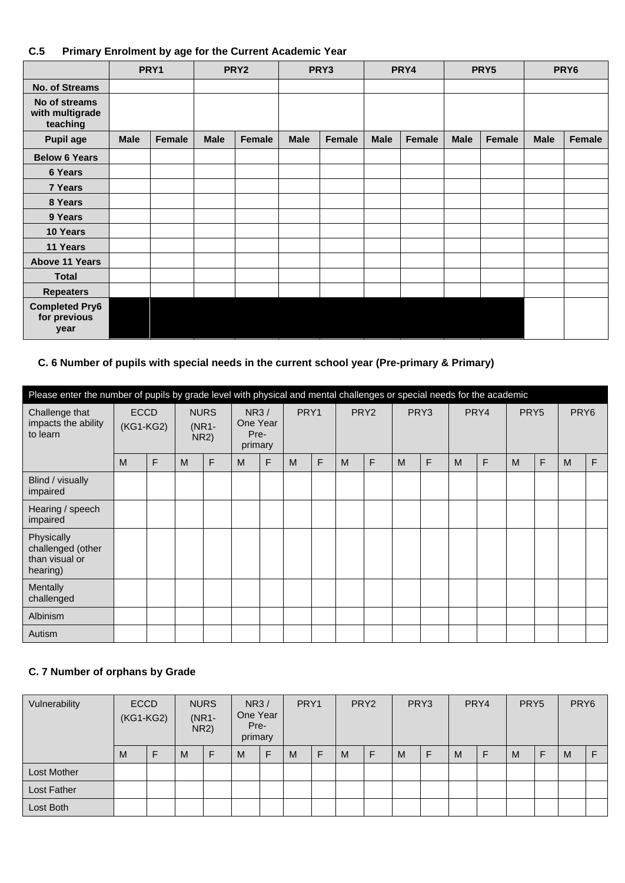### C.5 Primary Enrolment by age for the Current Academic Year

| | PRY1 | | PRY2 | | PRY3 | | PRY4 | | PRY5 | | PRY6 | |
|---|---|---|---|---|---|---|---|---|---|---|---|---|
| **No. of Streams** | | | | | | | | | | | | |
| **No of streams with multigrade teaching** | | | | | | | | | | | | |
| **Pupil age** | **Male** | **Female** | **Male** | **Female** | **Male** | **Female** | **Male** | **Female** | **Male** | **Female** | **Male** | **Female** |
| **Below 6 Years** | | | | | | | | | | | | |
| **6 Years** | | | | | | | | | | | | |
| **7 Years** | | | | | | | | | | | | |
| **8 Years** | | | | | | | | | | | | |
| **9 Years** | | | | | | | | | | | | |
| **10 Years** | | | | | | | | | | | | |
| **11 Years** | | | | | | | | | | | | |
| **Above 11 Years** | | | | | | | | | | | | |
| **Total** | | | | | | | | | | | | |
| **Repeaters** | | | | | | | | | | | | |
| **Completed Pry6 for previous year** | | | | | | | | | | | | |

### C. 6 Number of pupils with special needs in the current school year (Pre-primary & Primary)

Please enter the number of pupils by grade level with physical and mental challenges or special needs for the academic

| Challenge that impacts the ability to learn | ECCD (KG1-KG2) | | NURS (NR1-NR2) | | NR3 / One Year Pre-primary | | PRY1 | | PRY2 | | PRY3 | | PRY4 | | PRY5 | | PRY6 | |
|---|---|---|---|---|---|---|---|---|---|---|---|---|---|---|---|---|---|---|
| | M | F | M | F | M | F | M | F | M | F | M | F | M | F | M | F | M | F |
| Blind / visually impaired | | | | | | | | | | | | | | | | | | |
| Hearing / speech impaired | | | | | | | | | | | | | | | | | | |
| Physically challenged (other than visual or hearing) | | | | | | | | | | | | | | | | | | |
| Mentally challenged | | | | | | | | | | | | | | | | | | |
| Albinism | | | | | | | | | | | | | | | | | | |
| Autism | | | | | | | | | | | | | | | | | | |

### C. 7 Number of orphans by Grade

| Vulnerability | ECCD (KG1-KG2) | | NURS (NR1-NR2) | | NR3 / One Year Pre-primary | | PRY1 | | PRY2 | | PRY3 | | PRY4 | | PRY5 | | PRY6 | |
|---|---|---|---|---|---|---|---|---|---|---|---|---|---|---|---|---|---|---|
| | M | F | M | F | M | F | M | F | M | F | M | F | M | F | M | F | M | F |
| Lost Mother | | | | | | | | | | | | | | | | | | |
| Lost Father | | | | | | | | | | | | | | | | | | |
| Lost Both | | | | | | | | | | | | | | | | | | |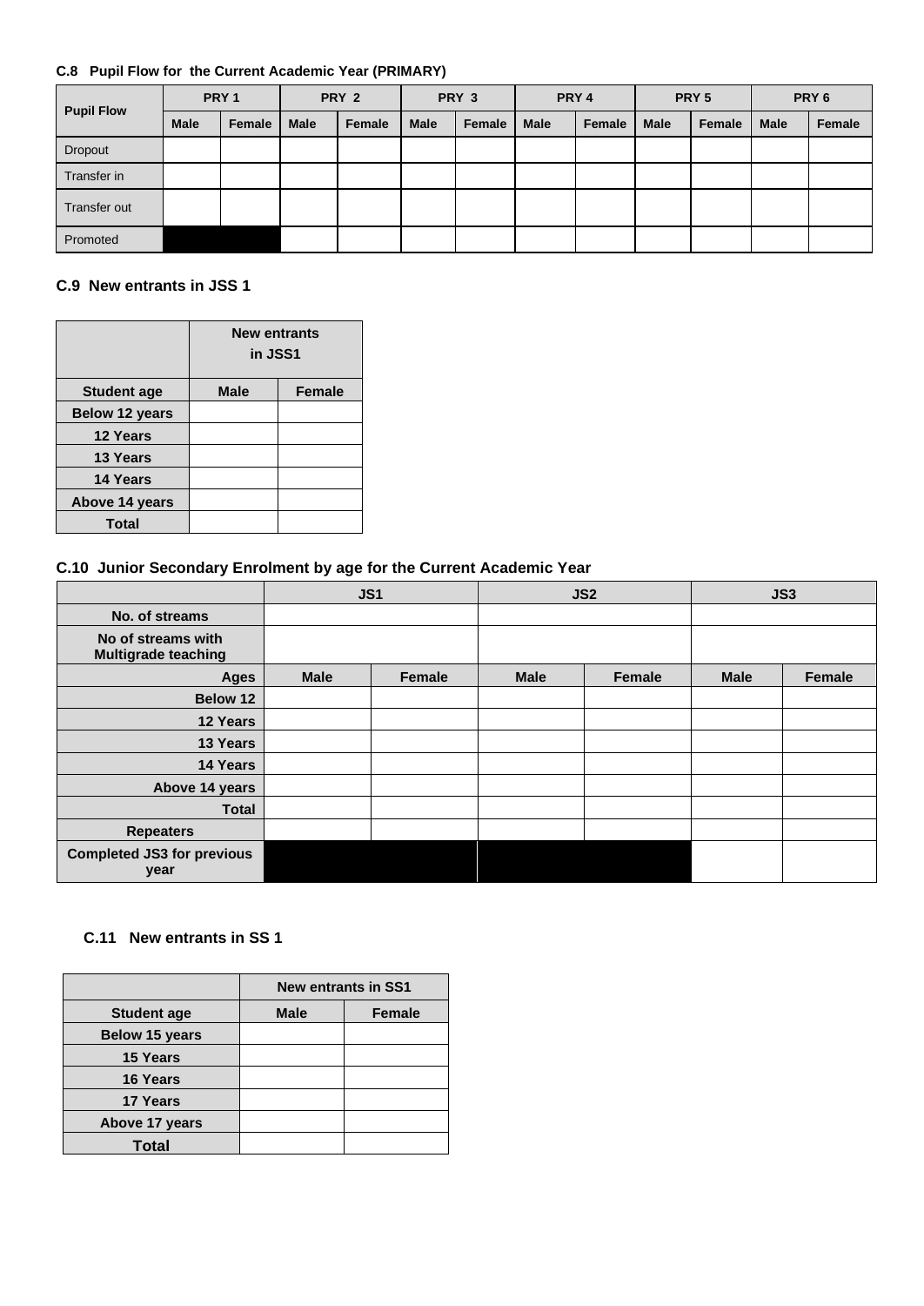### C.8 Pupil Flow for the Current Academic Year (PRIMARY)

| Pupil Flow | PRY 1 | | PRY 2 | | PRY 3 | | PRY 4 | | PRY 5 | | PRY 6 | |
|---|---|---|---|---|---|---|---|---|---|---|---|---|
| | Male | Female | Male | Female | Male | Female | Male | Female | Male | Female | Male | Female |
| Dropout | | | | | | | | | | | | |
| Transfer in | | | | | | | | | | | | |
| Transfer out | | | | | | | | | | | | |
| Promoted | | | | | | | | | | | | |

### C.9 New entrants in JSS 1

| | New entrants in JSS1 | |
|---|---|---|
| Student age | Male | Female |
| Below 12 years | | |
| 12 Years | | |
| 13 Years | | |
| 14 Years | | |
| Above 14 years | | |
| Total | | |

### C.10 Junior Secondary Enrolment by age for the Current Academic Year

| | JS1 | | JS2 | | JS3 | |
|---|---|---|---|---|---|---|
| No. of streams | | | | | | |
| No of streams with Multigrade teaching | | | | | | |
| Ages | Male | Female | Male | Female | Male | Female |
| Below 12 | | | | | | |
| 12 Years | | | | | | |
| 13 Years | | | | | | |
| 14 Years | | | | | | |
| Above 14 years | | | | | | |
| Total | | | | | | |
| Repeaters | | | | | | |
| Completed JS3 for previous year | | | | | | |

### C.11 New entrants in SS 1

| | New entrants in SS1 | |
|---|---|---|
| Student age | Male | Female |
| Below 15 years | | |
| 15 Years | | |
| 16 Years | | |
| 17 Years | | |
| Above 17 years | | |
| Total | | |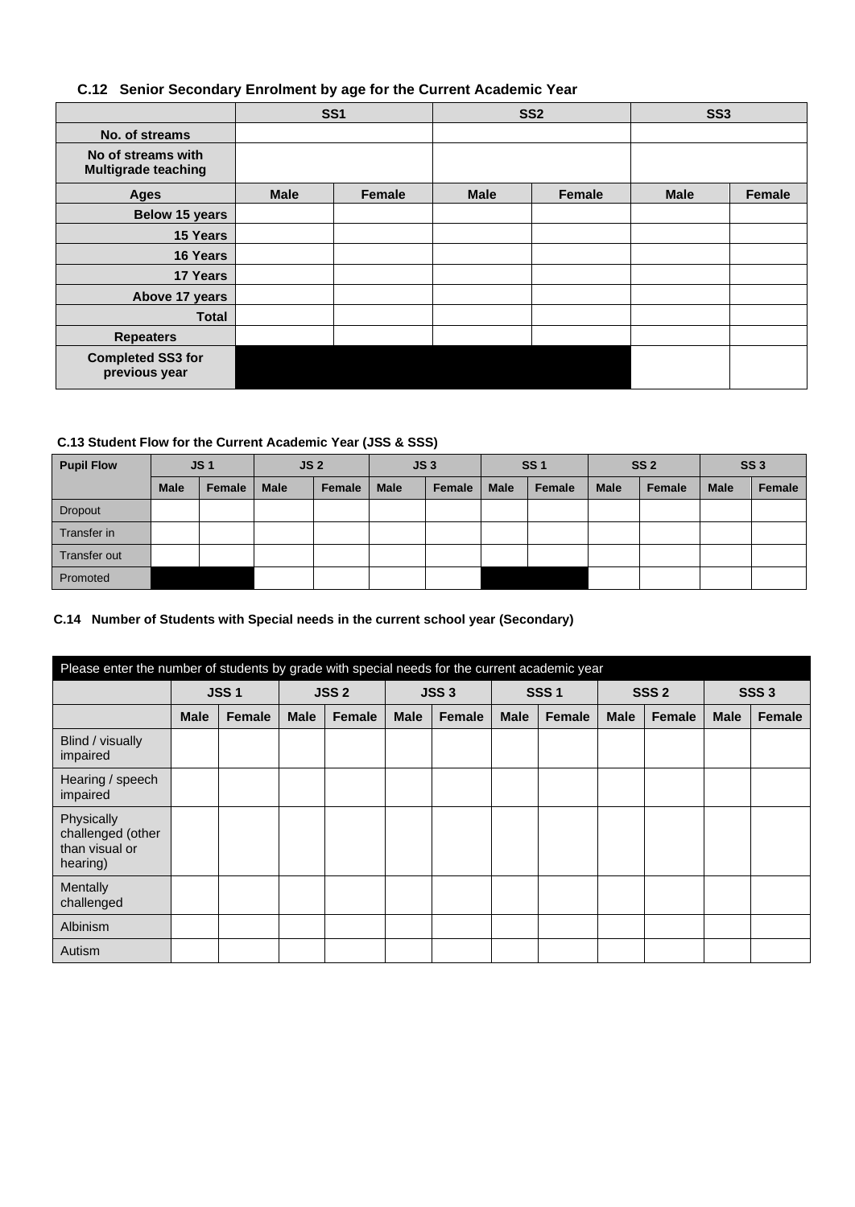### C.12 Senior Secondary Enrolment by age for the Current Academic Year

| | SS1 | | SS2 | | SS3 | |
|---|---|---|---|---|---|---|
| No. of streams | | | | | | |
| No of streams with Multigrade teaching | | | | | | |
| Ages | Male | Female | Male | Female | Male | Female |
| Below 15 years | | | | | | |
| 15 Years | | | | | | |
| 16 Years | | | | | | |
| 17 Years | | | | | | |
| Above 17 years | | | | | | |
| Total | | | | | | |
| Repeaters | | | | | | |
| Completed SS3 for previous year | | | | | | |

### C.13 Student Flow for the Current Academic Year (JSS & SSS)

| Pupil Flow | JS 1 | | JS 2 | | JS 3 | | SS 1 | | SS 2 | | SS 3 | |
|---|---|---|---|---|---|---|---|---|---|---|---|---|
| | Male | Female | Male | Female | Male | Female | Male | Female | Male | Female | Male | Female |
| Dropout | | | | | | | | | | | | |
| Transfer in | | | | | | | | | | | | |
| Transfer out | | | | | | | | | | | | |
| Promoted | | | | | | | | | | | | |

### C.14 Number of Students with Special needs in the current school year (Secondary)

Please enter the number of students by grade with special needs for the current academic year

| | JSS 1 | | JSS 2 | | JSS 3 | | SSS 1 | | SSS 2 | | SSS 3 | |
|---|---|---|---|---|---|---|---|---|---|---|---|---|
| | Male | Female | Male | Female | Male | Female | Male | Female | Male | Female | Male | Female |
| Blind / visually impaired | | | | | | | | | | | | |
| Hearing / speech impaired | | | | | | | | | | | | |
| Physically challenged (other than visual or hearing) | | | | | | | | | | | | |
| Mentally challenged | | | | | | | | | | | | |
| Albinism | | | | | | | | | | | | |
| Autism | | | | | | | | | | | | |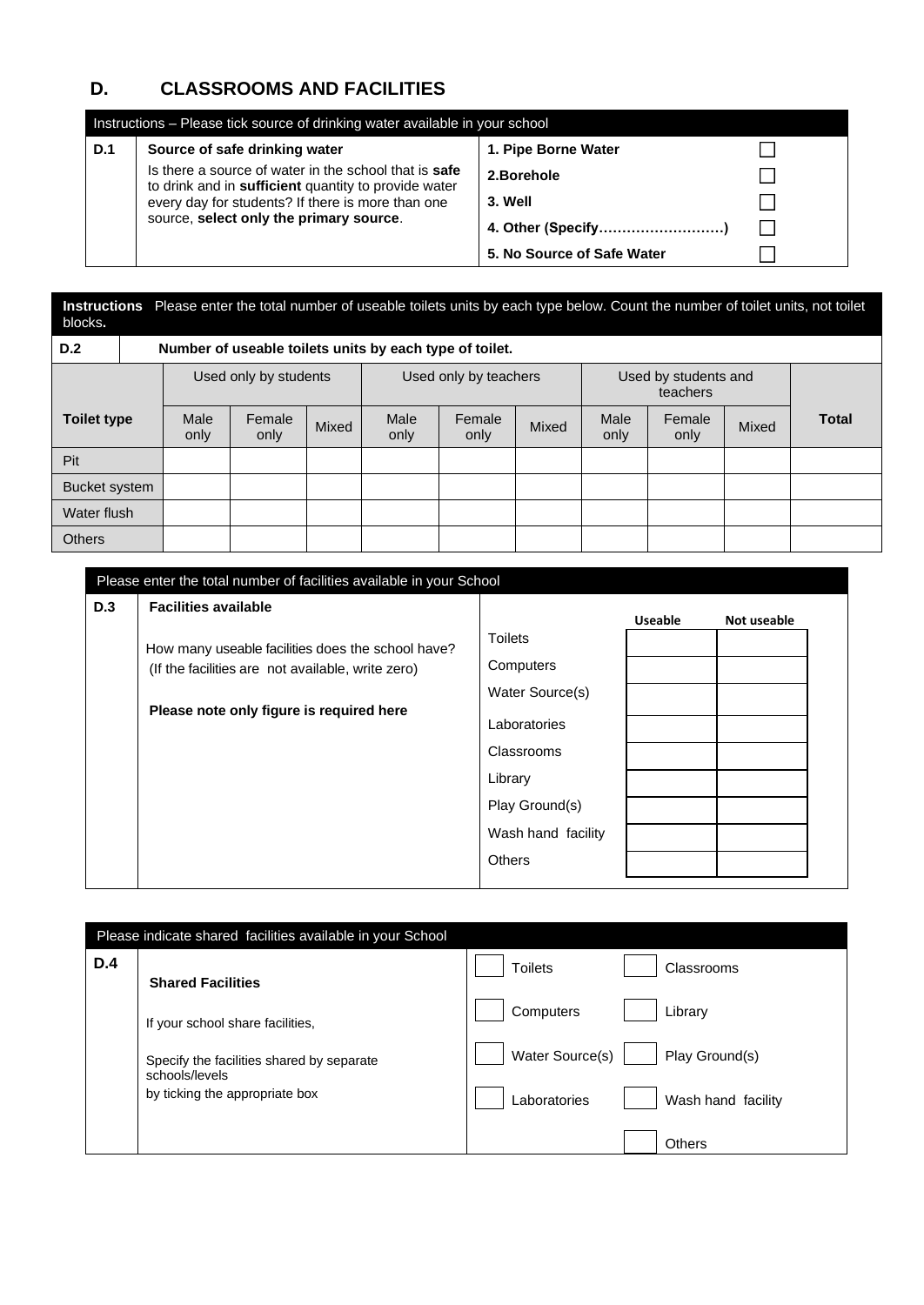## D. CLASSROOMS AND FACILITIES

| Instructions – Please tick source of drinking water available in your school | | | |
|---|---|---|---|
| **D.1** | **Source of safe drinking water**<br>Is there a source of water in the school that is **safe** to drink and in **sufficient** quantity to provide water every day for students? If there is more than one source, **select only the primary source**. | **1. Pipe Borne Water** | ☐ |
| | | **2.Borehole** | ☐ |
| | | **3. Well** | ☐ |
| | | **4. Other (Specify……………………..)** | ☐ |
| | | **5. No Source of Safe Water** | ☐ |

**Instructions** Please enter the total number of useable toilets units by each type below. Count the number of toilet units, not toilet blocks**.**

**D.2** **Number of useable toilets units by each type of toilet.**

| | Used only by students | | | Used only by teachers | | | Used by students and teachers | | | |
|---|---|---|---|---|---|---|---|---|---|---|
| **Toilet type** | Male only | Female only | Mixed | Male only | Female only | Mixed | Male only | Female only | Mixed | **Total** |
| Pit | | | | | | | | | | |
| Bucket system | | | | | | | | | | |
| Water flush | | | | | | | | | | |
| Others | | | | | | | | | | |

| Please enter the total number of facilities available in your School | | | | |
|---|---|---|---|---|
| **D.3** | **Facilities available**<br>How many useable facilities does the school have? (If the facilities are not available, write zero)<br>**Please note only figure is required here** | | **Useable** | **Not useable** |
| | | Toilets | | |
| | | Computers | | |
| | | Water Source(s) | | |
| | | Laboratories | | |
| | | Classrooms | | |
| | | Library | | |
| | | Play Ground(s) | | |
| | | Wash hand facility | | |
| | | Others | | |

| Please indicate shared facilities available in your School | | | |
|---|---|---|---|
| **D.4** | **Shared Facilities**<br>If your school share facilities,<br>Specify the facilities shared by separate schools/levels by ticking the appropriate box | ☐ Toilets | ☐ Classrooms |
| | | ☐ Computers | ☐ Library |
| | | ☐ Water Source(s) | ☐ Play Ground(s) |
| | | ☐ Laboratories | ☐ Wash hand facility |
| | | | ☐ Others |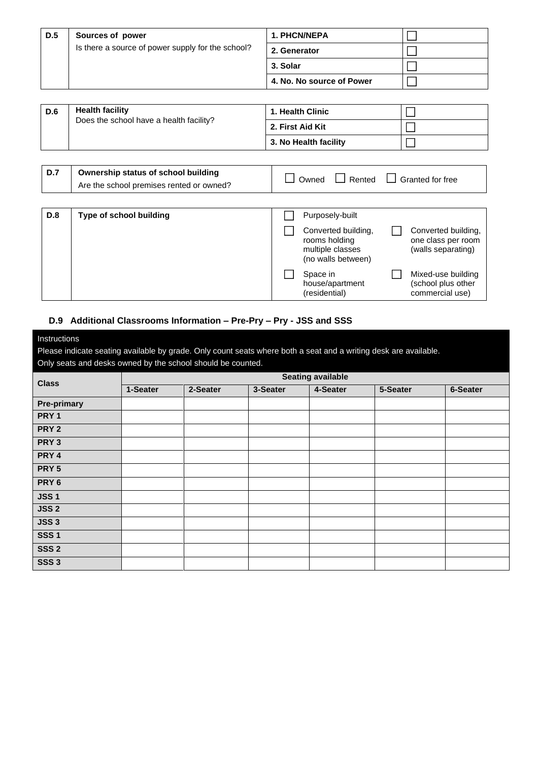| D.5 | **Sources of power** Is there a source of power supply for the school? | **1. PHCN/NEPA** | ☐ |
|---|---|---|---|
| | | **2. Generator** | ☐ |
| | | **3. Solar** | ☐ |
| | | **4. No. No source of Power** | ☐ |

| D.6 | **Health facility** Does the school have a health facility? | **1. Health Clinic** | ☐ |
|---|---|---|---|
| | | **2. First Aid Kit** | ☐ |
| | | **3. No Health facility** | ☐ |

| D.7 | **Ownership status of school building** Are the school premises rented or owned? | ☐ Owned ☐ Rented ☐ Granted for free |
|---|---|---|

| D.8 | **Type of school building** | ☐ Purposely-built | |
|---|---|---|---|
| | | ☐ Converted building, rooms holding multiple classes (no walls between) | ☐ Converted building, one class per room (walls separating) |
| | | ☐ Space in house/apartment (residential) | ☐ Mixed-use building (school plus other commercial use) |

### D.9 Additional Classrooms Information – Pre-Pry – Pry - JSS and SSS

Instructions

Please indicate seating available by grade. Only count seats where both a seat and a writing desk are available.

Only seats and desks owned by the school should be counted.

| Class | Seating available | | | | | |
|---|---|---|---|---|---|---|
| | 1-Seater | 2-Seater | 3-Seater | 4-Seater | 5-Seater | 6-Seater |
| **Pre-primary** | | | | | | |
| **PRY 1** | | | | | | |
| **PRY 2** | | | | | | |
| **PRY 3** | | | | | | |
| **PRY 4** | | | | | | |
| **PRY 5** | | | | | | |
| **PRY 6** | | | | | | |
| **JSS 1** | | | | | | |
| **JSS 2** | | | | | | |
| **JSS 3** | | | | | | |
| **SSS 1** | | | | | | |
| **SSS 2** | | | | | | |
| **SSS 3** | | | | | | |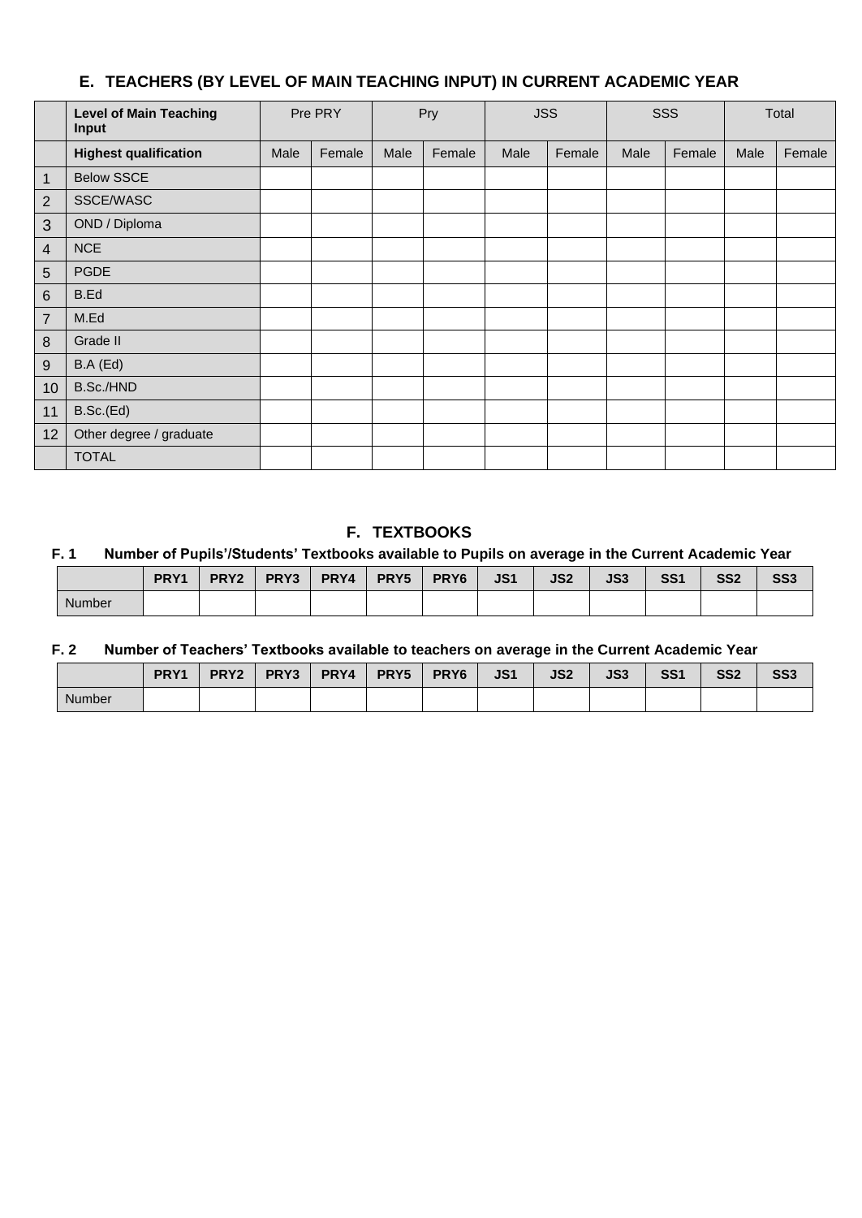## E. TEACHERS (BY LEVEL OF MAIN TEACHING INPUT) IN CURRENT ACADEMIC YEAR

| | **Level of Main Teaching Input** | Pre PRY | | Pry | | JSS | | SSS | | Total | |
|---|---|---|---|---|---|---|---|---|---|---|---|
| | **Highest qualification** | Male | Female | Male | Female | Male | Female | Male | Female | Male | Female |
| 1 | Below SSCE | | | | | | | | | | |
| 2 | SSCE/WASC | | | | | | | | | | |
| 3 | OND / Diploma | | | | | | | | | | |
| 4 | NCE | | | | | | | | | | |
| 5 | PGDE | | | | | | | | | | |
| 6 | B.Ed | | | | | | | | | | |
| 7 | M.Ed | | | | | | | | | | |
| 8 | Grade II | | | | | | | | | | |
| 9 | B.A (Ed) | | | | | | | | | | |
| 10 | B.Sc./HND | | | | | | | | | | |
| 11 | B.Sc.(Ed) | | | | | | | | | | |
| 12 | Other degree / graduate | | | | | | | | | | |
| | TOTAL | | | | | | | | | | |

## F. TEXTBOOKS

### F. 1 Number of Pupils'/Students' Textbooks available to Pupils on average in the Current Academic Year

| | **PRY1** | **PRY2** | **PRY3** | **PRY4** | **PRY5** | **PRY6** | **JS1** | **JS2** | **JS3** | **SS1** | **SS2** | **SS3** |
|---|---|---|---|---|---|---|---|---|---|---|---|---|
| Number | | | | | | | | | | | | |

### F. 2 Number of Teachers' Textbooks available to teachers on average in the Current Academic Year

| | **PRY1** | **PRY2** | **PRY3** | **PRY4** | **PRY5** | **PRY6** | **JS1** | **JS2** | **JS3** | **SS1** | **SS2** | **SS3** |
|---|---|---|---|---|---|---|---|---|---|---|---|---|
| Number | | | | | | | | | | | | |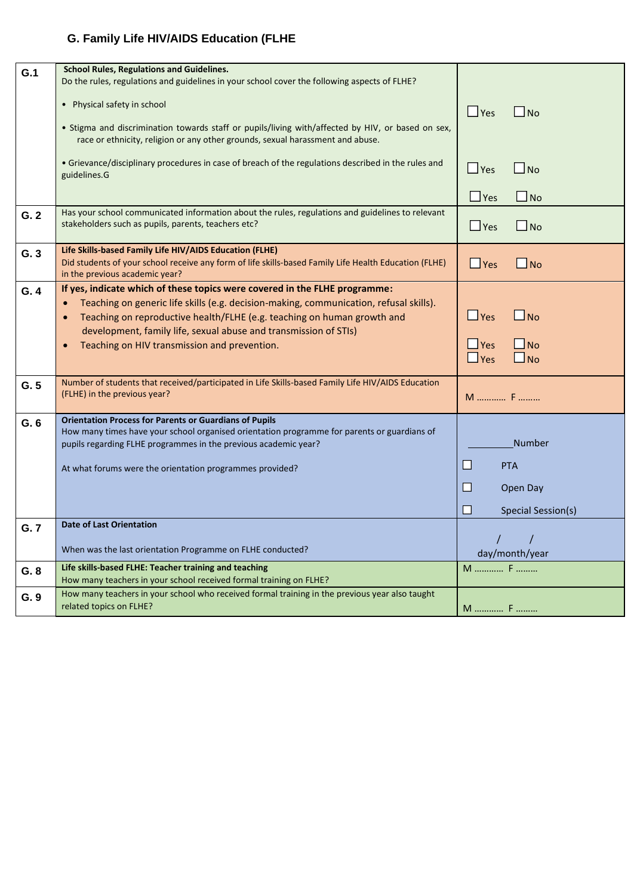## G. Family Life HIV/AIDS Education (FLHE

| | | |
|---|---|---|
| **G.1** | **School Rules, Regulations and Guidelines.**<br>Do the rules, regulations and guidelines in your school cover the following aspects of FLHE?<br>• Physical safety in school<br>• Stigma and discrimination towards staff or pupils/living with/affected by HIV, or based on sex, race or ethnicity, religion or any other grounds, sexual harassment and abuse.<br>• Grievance/disciplinary procedures in case of breach of the regulations described in the rules and guidelines.G | ☐ Yes ☐ No<br>☐ Yes ☐ No<br>☐ Yes ☐ No |
| **G. 2** | Has your school communicated information about the rules, regulations and guidelines to relevant stakeholders such as pupils, parents, teachers etc? | ☐ Yes ☐ No |
| **G. 3** | **Life Skills-based Family Life HIV/AIDS Education (FLHE)**<br>Did students of your school receive any form of life skills-based Family Life Health Education (FLHE) in the previous academic year? | ☐ Yes ☐ No |
| **G. 4** | **If yes, indicate which of these topics were covered in the FLHE programme:**<br>• Teaching on generic life skills (e.g. decision-making, communication, refusal skills).<br>• Teaching on reproductive health/FLHE (e.g. teaching on human growth and development, family life, sexual abuse and transmission of STIs)<br>• Teaching on HIV transmission and prevention. | ☐ Yes ☐ No<br>☐ Yes ☐ No<br>☐ Yes ☐ No |
| **G. 5** | Number of students that received/participated in Life Skills-based Family Life HIV/AIDS Education (FLHE) in the previous year? | M ………… F ……… |
| **G. 6** | **Orientation Process for Parents or Guardians of Pupils**<br>How many times have your school organised orientation programme for parents or guardians of pupils regarding FLHE programmes in the previous academic year?<br>At what forums were the orientation programmes provided? | ________Number<br>☐ PTA<br>☐ Open Day<br>☐ Special Session(s) |
| **G. 7** | **Date of Last Orientation**<br>When was the last orientation Programme on FLHE conducted? | / /<br>day/month/year |
| **G. 8** | **Life skills-based FLHE: Teacher training and teaching**<br>How many teachers in your school received formal training on FLHE? | M ………… F ……… |
| **G. 9** | How many teachers in your school who received formal training in the previous year also taught related topics on FLHE? | M ………… F ……… |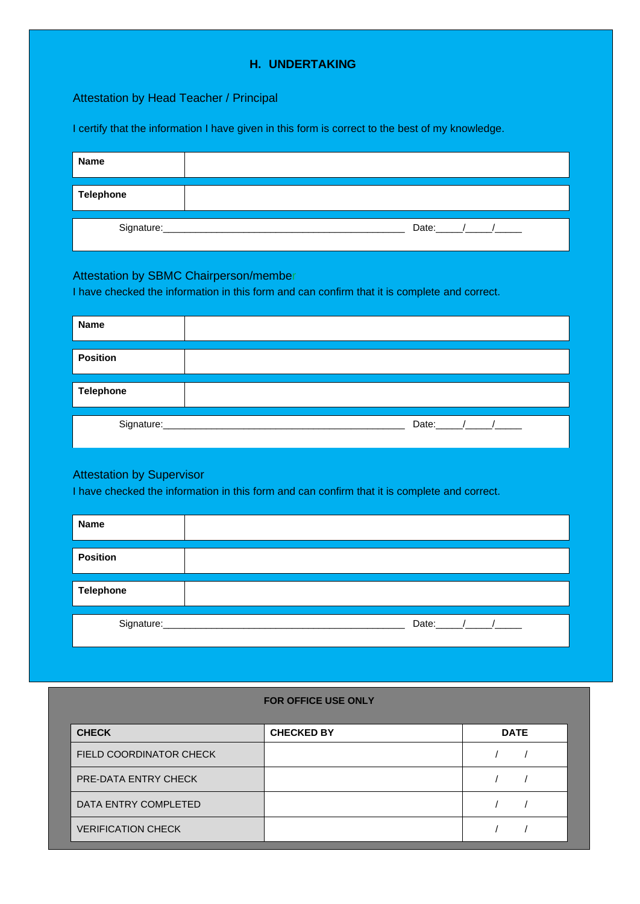## H. UNDERTAKING

### Attestation by Head Teacher / Principal

I certify that the information I have given in this form is correct to the best of my knowledge.

| | |
|---|---|
| **Name** | |
| **Telephone** | |

Signature:_____________________________________________ Date:_____/_____/_____

### Attestation by SBMC Chairperson/member

I have checked the information in this form and can confirm that it is complete and correct.

| | |
|---|---|
| **Name** | |
| **Position** | |
| **Telephone** | |

Signature:_____________________________________________ Date:_____/_____/_____

### Attestation by Supervisor

I have checked the information in this form and can confirm that it is complete and correct.

| | |
|---|---|
| **Name** | |
| **Position** | |
| **Telephone** | |

Signature:_____________________________________________ Date:_____/_____/_____

**FOR OFFICE USE ONLY**

| CHECK | CHECKED BY | DATE |
|---|---|---|
| FIELD COORDINATOR CHECK | | / / |
| PRE-DATA ENTRY CHECK | | / / |
| DATA ENTRY COMPLETED | | / / |
| VERIFICATION CHECK | | / / |